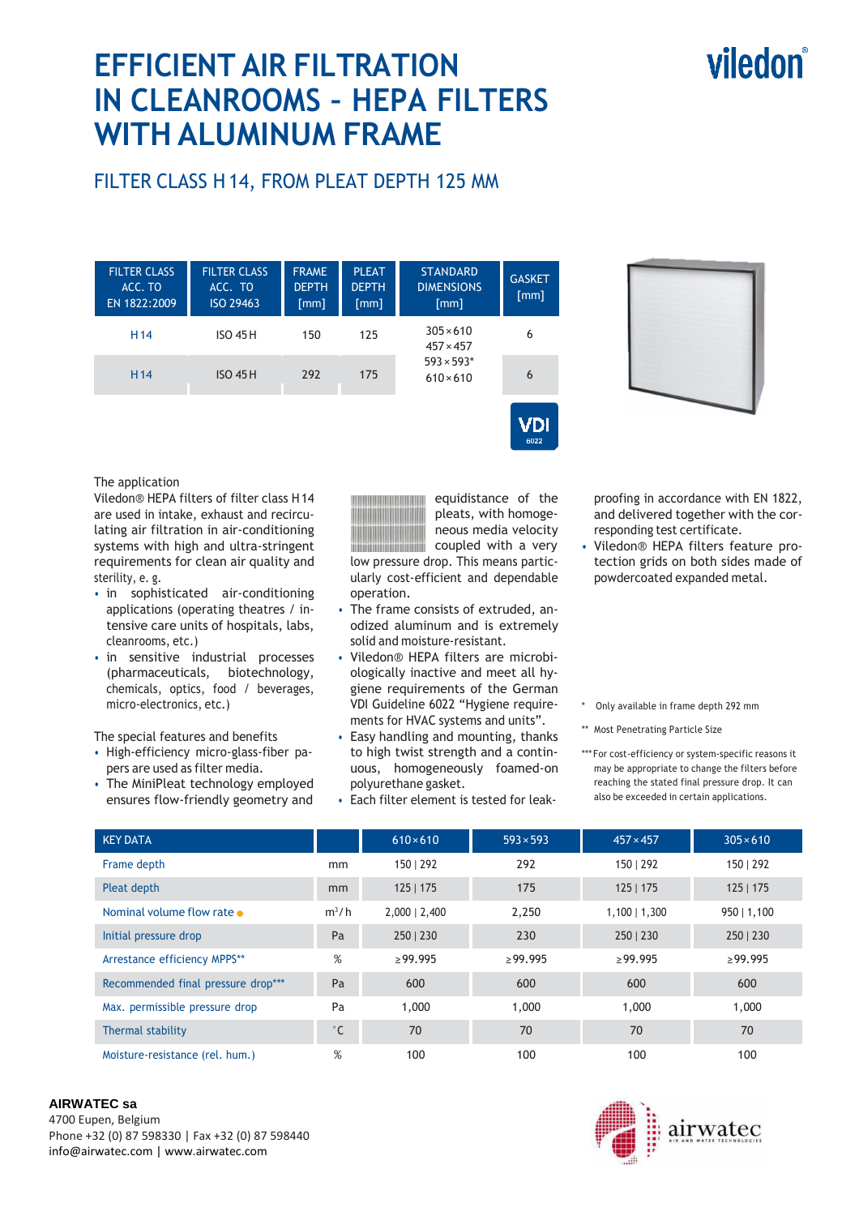# EFFICIENT AIR FILTRATION IN CLEANROOMS – HEPA FILTERS WITH ALUMINUM FRAME

viledon®

## FILTER CLASS H 14, FROM PLEAT DEPTH 125 MM

| FILTER CLASS ACC. TO EN 1822:2009 | FILTER CLASS ACC. TO ISO 29463 | FRAME DEPTH [mm] | PLEAT DEPTH [mm] | STANDARD DIMENSIONS [mm] | GASKET [mm] |
|---|---|---|---|---|---|
| H 14 | ISO 45 H | 150 | 125 | 305 × 610<br>457 × 457<br>593 × 593*<br>610 × 610 | 6 |
| H 14 | ISO 45 H | 292 | 175 | | 6 |

VDI 6022

The application

Viledon® HEPA filters of filter class H 14 are used in intake, exhaust and recirculating air filtration in air-conditioning systems with high and ultra-stringent requirements for clean air quality and sterility, e. g.

- in sophisticated air-conditioning applications (operating theatres / intensive care units of hospitals, labs, cleanrooms, etc.)
- in sensitive industrial processes (pharmaceuticals, biotechnology, chemicals, optics, food / beverages, micro-electronics, etc.)

The special features and benefits

- High-efficiency micro-glass-fiber papers are used as filter media.
- The MiniPleat technology employed ensures flow-friendly geometry and equidistance of the pleats, with homogeneous media velocity coupled with a very low pressure drop. This means particularly cost-efficient and dependable operation.
- The frame consists of extruded, anodized aluminum and is extremely solid and moisture-resistant.
- Viledon® HEPA filters are microbiologically inactive and meet all hygiene requirements of the German VDI Guideline 6022 "Hygiene requirements for HVAC systems and units".
- Easy handling and mounting, thanks to high twist strength and a continuous, homogeneously foamed-on polyurethane gasket.
- Each filter element is tested for leak-proofing in accordance with EN 1822, and delivered together with the corresponding test certificate.
- Viledon® HEPA filters feature protection grids on both sides made of powdercoated expanded metal.

\* Only available in frame depth 292 mm

\*\* Most Penetrating Particle Size

\*\*\* For cost-efficiency or system-specific reasons it may be appropriate to change the filters before reaching the stated final pressure drop. It can also be exceeded in certain applications.

| KEY DATA | | 610 × 610 | 593 × 593 | 457 × 457 | 305 × 610 |
|---|---|---|---|---|---|
| Frame depth | mm | 150 \| 292 | 292 | 150 \| 292 | 150 \| 292 |
| Pleat depth | mm | 125 \| 175 | 175 | 125 \| 175 | 125 \| 175 |
| Nominal volume flow rate ● | $m^3/h$ | 2,000 \| 2,400 | 2,250 | 1,100 \| 1,300 | 950 \| 1,100 |
| Initial pressure drop | Pa | 250 \| 230 | 230 | 250 \| 230 | 250 \| 230 |
| Arrestance efficiency MPPS** | % | ≥ 99.995 | ≥ 99.995 | ≥ 99.995 | ≥ 99.995 |
| Recommended final pressure drop*** | Pa | 600 | 600 | 600 | 600 |
| Max. permissible pressure drop | Pa | 1,000 | 1,000 | 1,000 | 1,000 |
| Thermal stability | °C | 70 | 70 | 70 | 70 |
| Moisture-resistance (rel. hum.) | % | 100 | 100 | 100 | 100 |

**AIRWATEC sa**
4700 Eupen, Belgium
Phone +32 (0) 87 598330 | Fax +32 (0) 87 598440
info@airwatec.com | www.airwatec.com

airwatec AIR AND WATER TECHNOLOGIES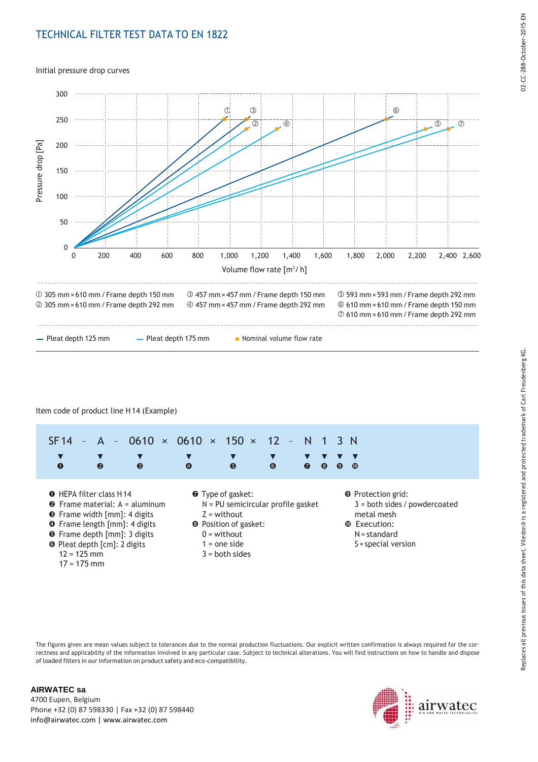## TECHNICAL FILTER TEST DATA TO EN 1822

Initial pressure drop curves

Pressure drop [Pa]

300
250
200
150
100
50
0

0 200 400 600 800 1,000 1,200 1,400 1,600 1,800 2,000 2,200 2,400 2,600

Volume flow rate [m³/ h]

① ③ ② ④ ⑥ ⑤ ⑦

① 305 mm × 610 mm / Frame depth 150 mm
② 305 mm × 610 mm / Frame depth 292 mm
③ 457 mm × 457 mm / Frame depth 150 mm
④ 457 mm × 457 mm / Frame depth 292 mm
⑤ 593 mm × 593 mm / Frame depth 292 mm
⑥ 610 mm × 610 mm / Frame depth 150 mm
⑦ 610 mm × 610 mm / Frame depth 292 mm

— Pleat depth 125 mm — Pleat depth 175 mm ● Nominal volume flow rate

Item code of product line H 14 (Example)

SF 14 – A – 0610 × 0610 × 150 × 12 – N 1 3 N

❶ ❷ ❸ ❹ ❺ ❻ ❼ ❽ ❾ ❿

- ❶ HEPA filter class H 14
- ❷ Frame material: A = aluminum
- ❸ Frame width [mm]: 4 digits
- ❹ Frame length [mm]: 4 digits
- ❺ Frame depth [mm]: 3 digits
- ❻ Pleat depth [cm]: 2 digits
  - 12 = 125 mm
  - 17 = 175 mm
- ❼ Type of gasket:
  - N = PU semicircular profile gasket
  - Z = without
- ❽ Position of gasket:
  - 0 = without
  - 1 = one side
  - 3 = both sides
- ❾ Protection grid:
  - 3 = both sides / powdercoated metal mesh
- ❿ Execution:
  - N = standard
  - S = special version

The figures given are mean values subject to tolerances due to the normal production fluctuations. Our explicit written confirmation is always required for the correctness and applicability of the information involved in any particular case. Subject to technical alterations. You will find instructions on how to handle and dispose of loaded filters in our information on product safety and eco-compatibility.

**AIRWATEC sa**
4700 Eupen, Belgium
Phone +32 (0) 87 598330 | Fax +32 (0) 87 598440
info@airwatec.com | www.airwatec.com

02-CC-288-October-2015-EN

Replaces all previous issues of this data sheet. Viledon® is a registered and protected trademark of Carl Freudenberg KG.